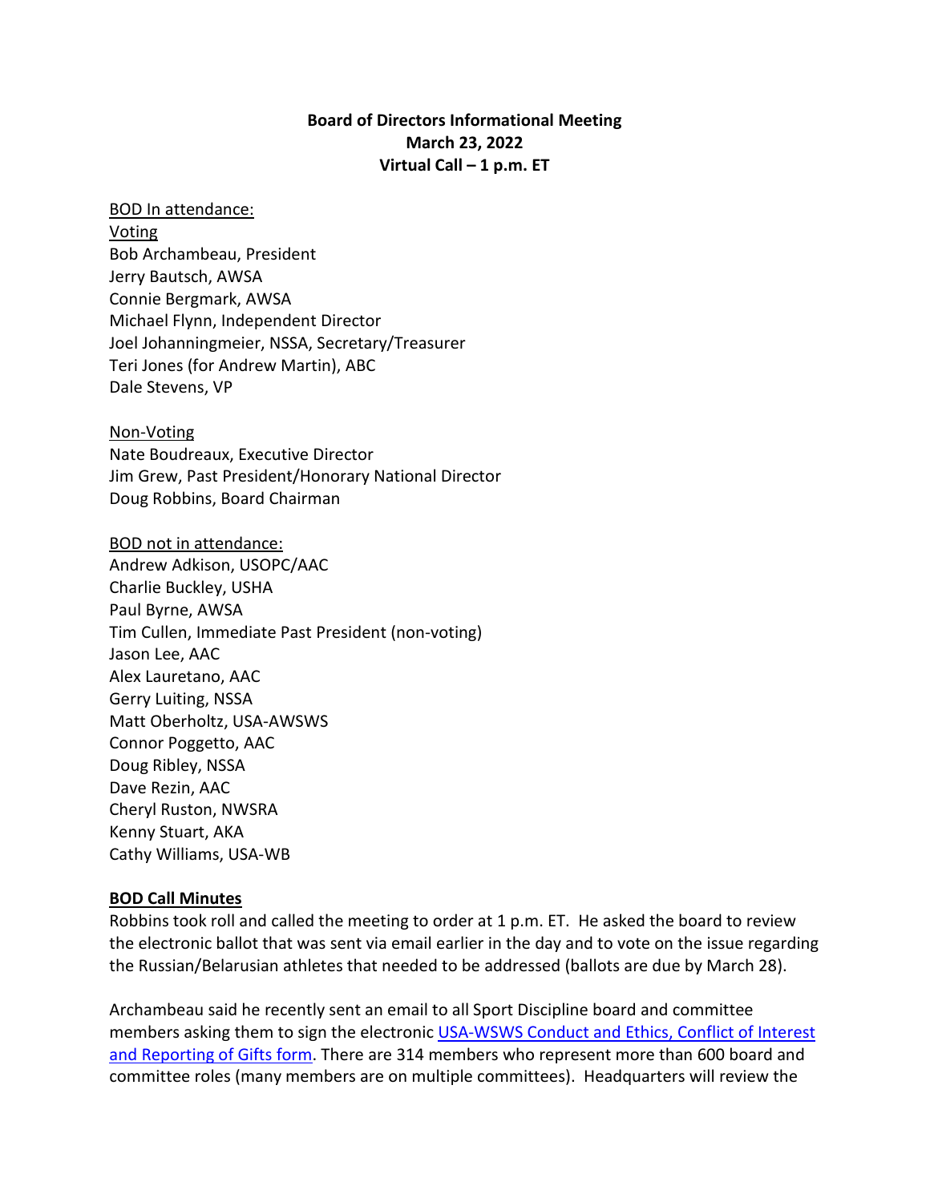**Board of Directors Informational Meeting**
**March 23, 2022**
**Virtual Call – 1 p.m. ET**

BOD In attendance:

Voting
Bob Archambeau, President
Jerry Bautsch, AWSA
Connie Bergmark, AWSA
Michael Flynn, Independent Director
Joel Johanningmeier, NSSA, Secretary/Treasurer
Teri Jones (for Andrew Martin), ABC
Dale Stevens, VP

Non-Voting
Nate Boudreaux, Executive Director
Jim Grew, Past President/Honorary National Director
Doug Robbins, Board Chairman

BOD not in attendance:
Andrew Adkison, USOPC/AAC
Charlie Buckley, USHA
Paul Byrne, AWSA
Tim Cullen, Immediate Past President (non-voting)
Jason Lee, AAC
Alex Lauretano, AAC
Gerry Luiting, NSSA
Matt Oberholtz, USA-AWSWS
Connor Poggetto, AAC
Doug Ribley, NSSA
Dave Rezin, AAC
Cheryl Ruston, NWSRA
Kenny Stuart, AKA
Cathy Williams, USA-WB

**BOD Call Minutes**

Robbins took roll and called the meeting to order at 1 p.m. ET. He asked the board to review the electronic ballot that was sent via email earlier in the day and to vote on the issue regarding the Russian/Belarusian athletes that needed to be addressed (ballots are due by March 28).

Archambeau said he recently sent an email to all Sport Discipline board and committee members asking them to sign the electronic USA-WSWS Conduct and Ethics, Conflict of Interest and Reporting of Gifts form. There are 314 members who represent more than 600 board and committee roles (many members are on multiple committees). Headquarters will review the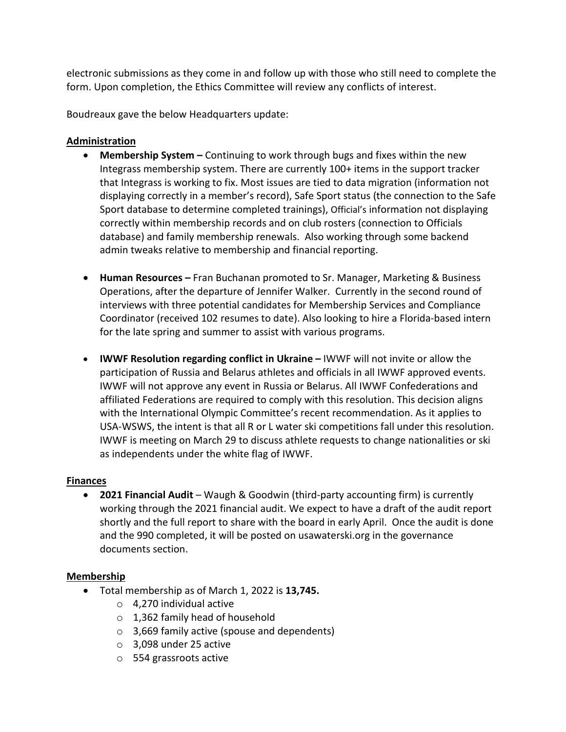electronic submissions as they come in and follow up with those who still need to complete the form. Upon completion, the Ethics Committee will review any conflicts of interest.

Boudreaux gave the below Headquarters update:

**Administration**

- **Membership System –** Continuing to work through bugs and fixes within the new Integrass membership system. There are currently 100+ items in the support tracker that Integrass is working to fix. Most issues are tied to data migration (information not displaying correctly in a member's record), Safe Sport status (the connection to the Safe Sport database to determine completed trainings), Official's information not displaying correctly within membership records and on club rosters (connection to Officials database) and family membership renewals. Also working through some backend admin tweaks relative to membership and financial reporting.

- **Human Resources –** Fran Buchanan promoted to Sr. Manager, Marketing & Business Operations, after the departure of Jennifer Walker. Currently in the second round of interviews with three potential candidates for Membership Services and Compliance Coordinator (received 102 resumes to date). Also looking to hire a Florida-based intern for the late spring and summer to assist with various programs.

- **IWWF Resolution regarding conflict in Ukraine –** IWWF will not invite or allow the participation of Russia and Belarus athletes and officials in all IWWF approved events. IWWF will not approve any event in Russia or Belarus. All IWWF Confederations and affiliated Federations are required to comply with this resolution. This decision aligns with the International Olympic Committee's recent recommendation. As it applies to USA-WSWS, the intent is that all R or L water ski competitions fall under this resolution. IWWF is meeting on March 29 to discuss athlete requests to change nationalities or ski as independents under the white flag of IWWF.

**Finances**

- **2021 Financial Audit** – Waugh & Goodwin (third-party accounting firm) is currently working through the 2021 financial audit. We expect to have a draft of the audit report shortly and the full report to share with the board in early April. Once the audit is done and the 990 completed, it will be posted on usawaterski.org in the governance documents section.

**Membership**

- Total membership as of March 1, 2022 is **13,745.**
  - 4,270 individual active
  - 1,362 family head of household
  - 3,669 family active (spouse and dependents)
  - 3,098 under 25 active
  - 554 grassroots active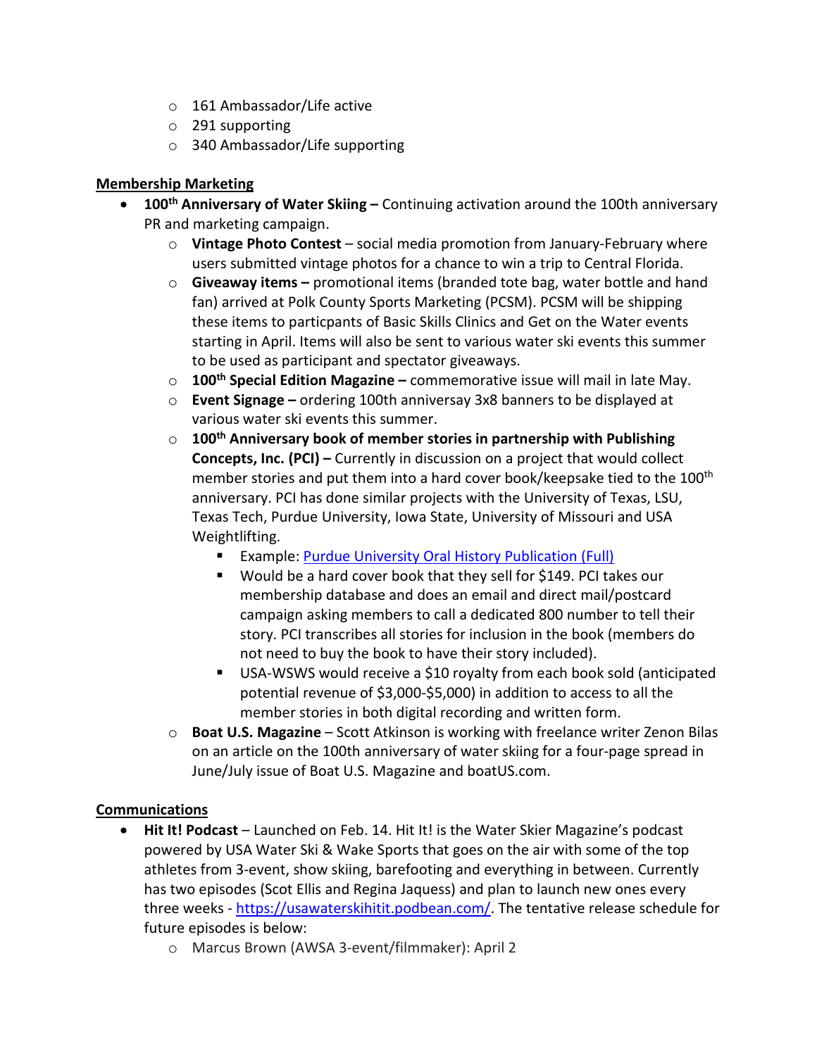- 161 Ambassador/Life active
- 291 supporting
- 340 Ambassador/Life supporting

**<u>Membership Marketing</u>**

- **100th Anniversary of Water Skiing –** Continuing activation around the 100th anniversary PR and marketing campaign.
  - **Vintage Photo Contest** – social media promotion from January-February where users submitted vintage photos for a chance to win a trip to Central Florida.
  - **Giveaway items –** promotional items (branded tote bag, water bottle and hand fan) arrived at Polk County Sports Marketing (PCSM). PCSM will be shipping these items to particpants of Basic Skills Clinics and Get on the Water events starting in April. Items will also be sent to various water ski events this summer to be used as participant and spectator giveaways.
  - **100th Special Edition Magazine –** commemorative issue will mail in late May.
  - **Event Signage –** ordering 100th anniversary 3x8 banners to be displayed at various water ski events this summer.
  - **100th Anniversary book of member stories in partnership with Publishing Concepts, Inc. (PCI) –** Currently in discussion on a project that would collect member stories and put them into a hard cover book/keepsake tied to the 100th anniversary. PCI has done similar projects with the University of Texas, LSU, Texas Tech, Purdue University, Iowa State, University of Missouri and USA Weightlifting.
    - Example: [Purdue University Oral History Publication (Full)]()
    - Would be a hard cover book that they sell for $149. PCI takes our membership database and does an email and direct mail/postcard campaign asking members to call a dedicated 800 number to tell their story. PCI transcribes all stories for inclusion in the book (members do not need to buy the book to have their story included).
    - USA-WSWS would receive a $10 royalty from each book sold (anticipated potential revenue of $3,000-$5,000) in addition to access to all the member stories in both digital recording and written form.
  - **Boat U.S. Magazine** – Scott Atkinson is working with freelance writer Zenon Bilas on an article on the 100th anniversary of water skiing for a four-page spread in June/July issue of Boat U.S. Magazine and boatUS.com.

**<u>Communications</u>**

- **Hit It! Podcast** – Launched on Feb. 14. Hit It! is the Water Skier Magazine's podcast powered by USA Water Ski & Wake Sports that goes on the air with some of the top athletes from 3-event, show skiing, barefooting and everything in between. Currently has two episodes (Scot Ellis and Regina Jaquess) and plan to launch new ones every three weeks - https://usawaterskihitit.podbean.com/. The tentative release schedule for future episodes is below:
  - Marcus Brown (AWSA 3-event/filmmaker): April 2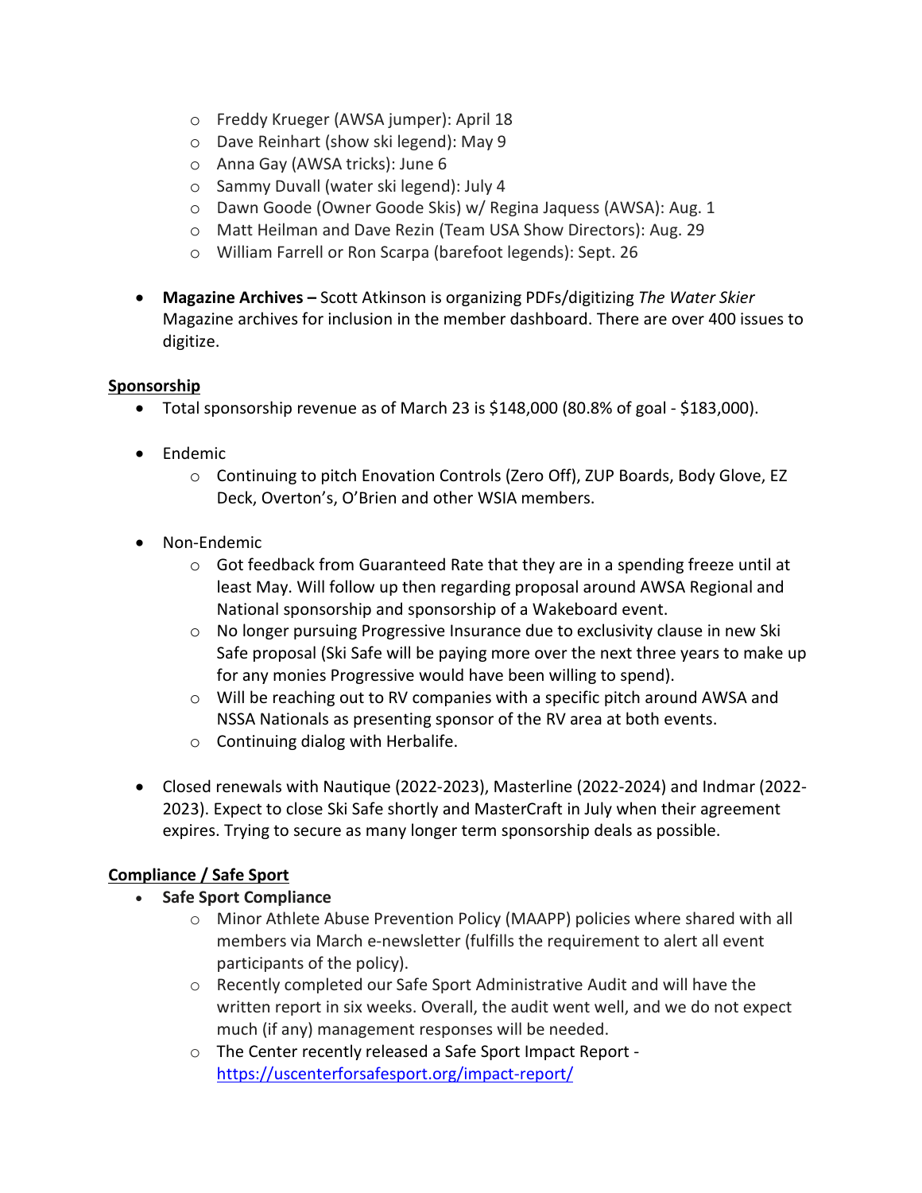- Freddy Krueger (AWSA jumper): April 18
    - Dave Reinhart (show ski legend): May 9
    - Anna Gay (AWSA tricks): June 6
    - Sammy Duvall (water ski legend): July 4
    - Dawn Goode (Owner Goode Skis) w/ Regina Jaquess (AWSA): Aug. 1
    - Matt Heilman and Dave Rezin (Team USA Show Directors): Aug. 29
    - William Farrell or Ron Scarpa (barefoot legends): Sept. 26

- **Magazine Archives –** Scott Atkinson is organizing PDFs/digitizing *The Water Skier* Magazine archives for inclusion in the member dashboard. There are over 400 issues to digitize.

**Sponsorship**

- Total sponsorship revenue as of March 23 is $148,000 (80.8% of goal - $183,000).

- Endemic
    - Continuing to pitch Enovation Controls (Zero Off), ZUP Boards, Body Glove, EZ Deck, Overton's, O'Brien and other WSIA members.

- Non-Endemic
    - Got feedback from Guaranteed Rate that they are in a spending freeze until at least May. Will follow up then regarding proposal around AWSA Regional and National sponsorship and sponsorship of a Wakeboard event.
    - No longer pursuing Progressive Insurance due to exclusivity clause in new Ski Safe proposal (Ski Safe will be paying more over the next three years to make up for any monies Progressive would have been willing to spend).
    - Will be reaching out to RV companies with a specific pitch around AWSA and NSSA Nationals as presenting sponsor of the RV area at both events.
    - Continuing dialog with Herbalife.

- Closed renewals with Nautique (2022-2023), Masterline (2022-2024) and Indmar (2022-2023). Expect to close Ski Safe shortly and MasterCraft in July when their agreement expires. Trying to secure as many longer term sponsorship deals as possible.

**Compliance / Safe Sport**

- **Safe Sport Compliance**
    - Minor Athlete Abuse Prevention Policy (MAAPP) policies where shared with all members via March e-newsletter (fulfills the requirement to alert all event participants of the policy).
    - Recently completed our Safe Sport Administrative Audit and will have the written report in six weeks. Overall, the audit went well, and we do not expect much (if any) management responses will be needed.
    - The Center recently released a Safe Sport Impact Report - https://uscenterforsafesport.org/impact-report/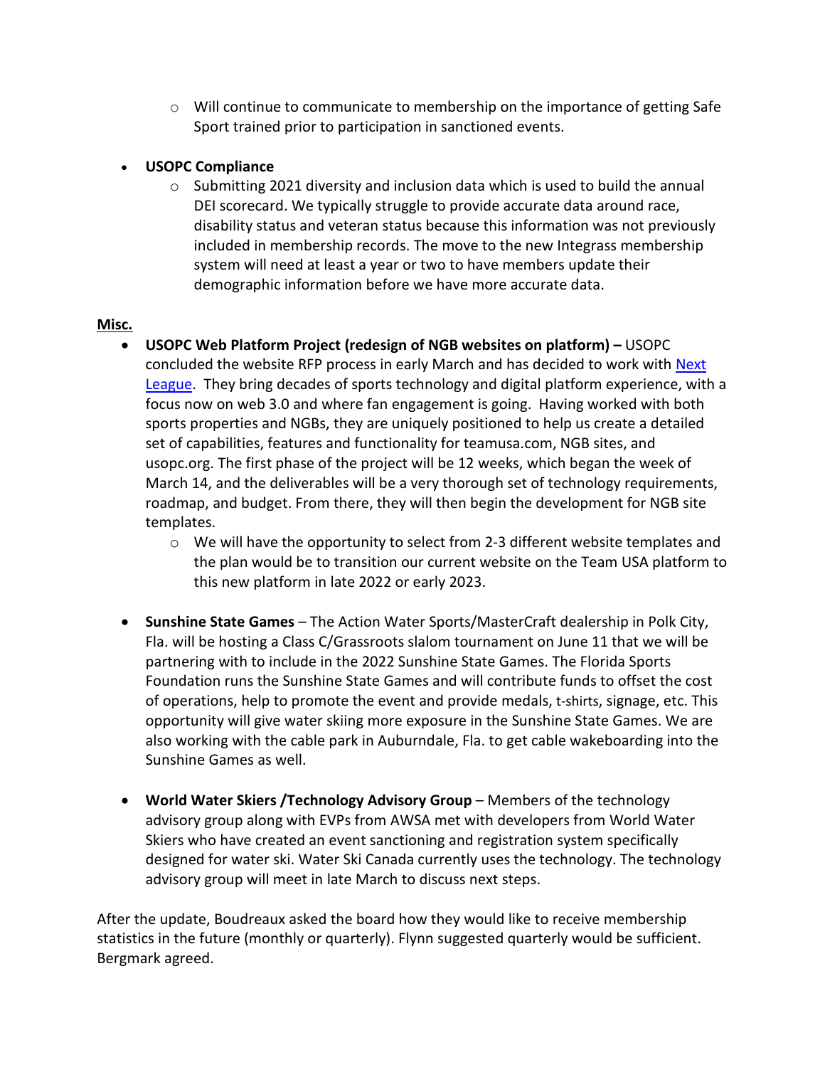- Will continue to communicate to membership on the importance of getting Safe Sport trained prior to participation in sanctioned events.

- **USOPC Compliance**
    - Submitting 2021 diversity and inclusion data which is used to build the annual DEI scorecard. We typically struggle to provide accurate data around race, disability status and veteran status because this information was not previously included in membership records. The move to the new Integrass membership system will need at least a year or two to have members update their demographic information before we have more accurate data.

**Misc.**

- **USOPC Web Platform Project (redesign of NGB websites on platform) –** USOPC concluded the website RFP process in early March and has decided to work with Next League. They bring decades of sports technology and digital platform experience, with a focus now on web 3.0 and where fan engagement is going. Having worked with both sports properties and NGBs, they are uniquely positioned to help us create a detailed set of capabilities, features and functionality for teamusa.com, NGB sites, and usopc.org. The first phase of the project will be 12 weeks, which began the week of March 14, and the deliverables will be a very thorough set of technology requirements, roadmap, and budget. From there, they will then begin the development for NGB site templates.
    - We will have the opportunity to select from 2-3 different website templates and the plan would be to transition our current website on the Team USA platform to this new platform in late 2022 or early 2023.

- **Sunshine State Games** – The Action Water Sports/MasterCraft dealership in Polk City, Fla. will be hosting a Class C/Grassroots slalom tournament on June 11 that we will be partnering with to include in the 2022 Sunshine State Games. The Florida Sports Foundation runs the Sunshine State Games and will contribute funds to offset the cost of operations, help to promote the event and provide medals, t-shirts, signage, etc. This opportunity will give water skiing more exposure in the Sunshine State Games. We are also working with the cable park in Auburndale, Fla. to get cable wakeboarding into the Sunshine Games as well.

- **World Water Skiers /Technology Advisory Group** – Members of the technology advisory group along with EVPs from AWSA met with developers from World Water Skiers who have created an event sanctioning and registration system specifically designed for water ski. Water Ski Canada currently uses the technology. The technology advisory group will meet in late March to discuss next steps.

After the update, Boudreaux asked the board how they would like to receive membership statistics in the future (monthly or quarterly). Flynn suggested quarterly would be sufficient. Bergmark agreed.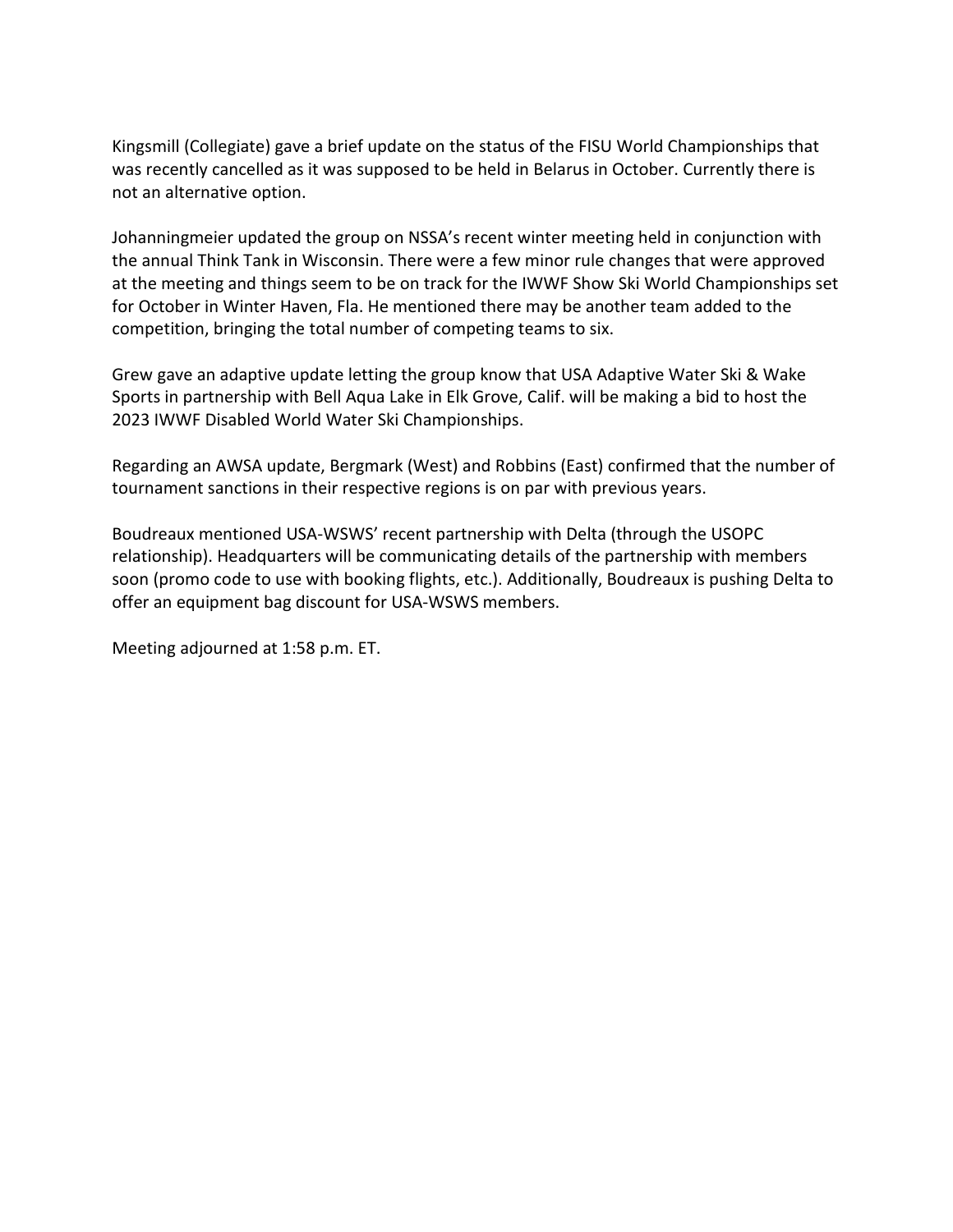Kingsmill (Collegiate) gave a brief update on the status of the FISU World Championships that was recently cancelled as it was supposed to be held in Belarus in October. Currently there is not an alternative option.

Johanningmeier updated the group on NSSA's recent winter meeting held in conjunction with the annual Think Tank in Wisconsin. There were a few minor rule changes that were approved at the meeting and things seem to be on track for the IWWF Show Ski World Championships set for October in Winter Haven, Fla. He mentioned there may be another team added to the competition, bringing the total number of competing teams to six.

Grew gave an adaptive update letting the group know that USA Adaptive Water Ski & Wake Sports in partnership with Bell Aqua Lake in Elk Grove, Calif. will be making a bid to host the 2023 IWWF Disabled World Water Ski Championships.

Regarding an AWSA update, Bergmark (West) and Robbins (East) confirmed that the number of tournament sanctions in their respective regions is on par with previous years.

Boudreaux mentioned USA-WSWS' recent partnership with Delta (through the USOPC relationship). Headquarters will be communicating details of the partnership with members soon (promo code to use with booking flights, etc.). Additionally, Boudreaux is pushing Delta to offer an equipment bag discount for USA-WSWS members.

Meeting adjourned at 1:58 p.m. ET.